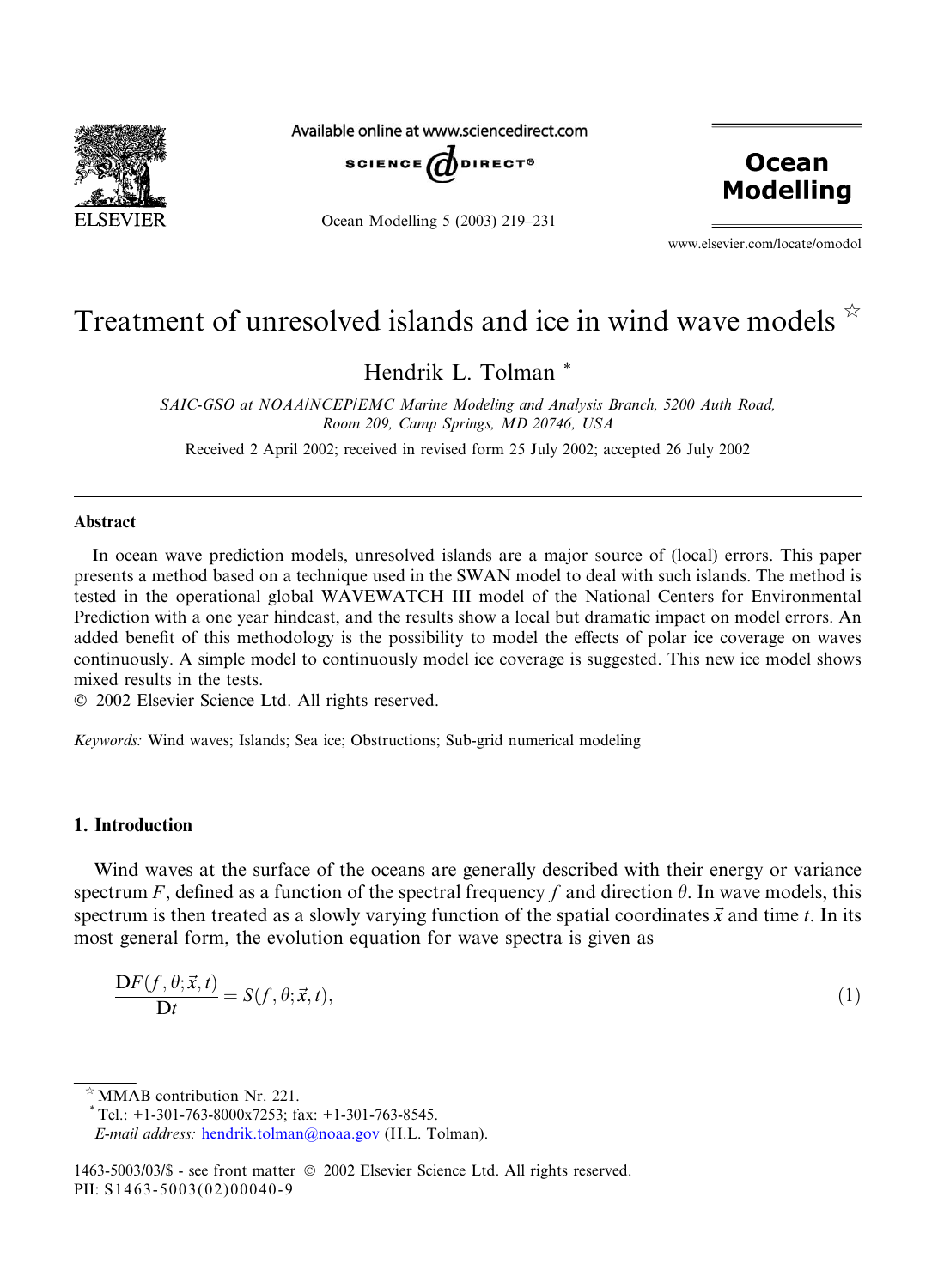# Treatment of unresolved islands and ice in wind wave models ☆

Hendrik L. Tolman *

*SAIC-GSO at NOAA/NCEP/EMC Marine Modeling and Analysis Branch, 5200 Auth Road, Room 209, Camp Springs, MD 20746, USA*

Received 2 April 2002; received in revised form 25 July 2002; accepted 26 July 2002

## Abstract

In ocean wave prediction models, unresolved islands are a major source of (local) errors. This paper presents a method based on a technique used in the SWAN model to deal with such islands. The method is tested in the operational global WAVEWATCH III model of the National Centers for Environmental Prediction with a one year hindcast, and the results show a local but dramatic impact on model errors. An added benefit of this methodology is the possibility to model the effects of polar ice coverage on waves continuously. A simple model to continuously model ice coverage is suggested. This new ice model shows mixed results in the tests.

© 2002 Elsevier Science Ltd. All rights reserved.

*Keywords:* Wind waves; Islands; Sea ice; Obstructions; Sub-grid numerical modeling

## 1. Introduction

Wind waves at the surface of the oceans are generally described with their energy or variance spectrum $F$, defined as a function of the spectral frequency $f$ and direction $\theta$. In wave models, this spectrum is then treated as a slowly varying function of the spatial coordinates $\vec{x}$ and time $t$. In its most general form, the evolution equation for wave spectra is given as

$$\frac{DF(f,\theta;\vec{x},t)}{Dt} = S(f,\theta;\vec{x},t), \tag{1}$$

☆ MMAB contribution Nr. 221.

\* Tel.: +1-301-763-8000x7253; fax: +1-301-763-8545.

*E-mail address:* hendrik.tolman@noaa.gov (H.L. Tolman).

1463-5003/03/$ - see front matter © 2002 Elsevier Science Ltd. All rights reserved.
PII: S1463-5003(02)00040-9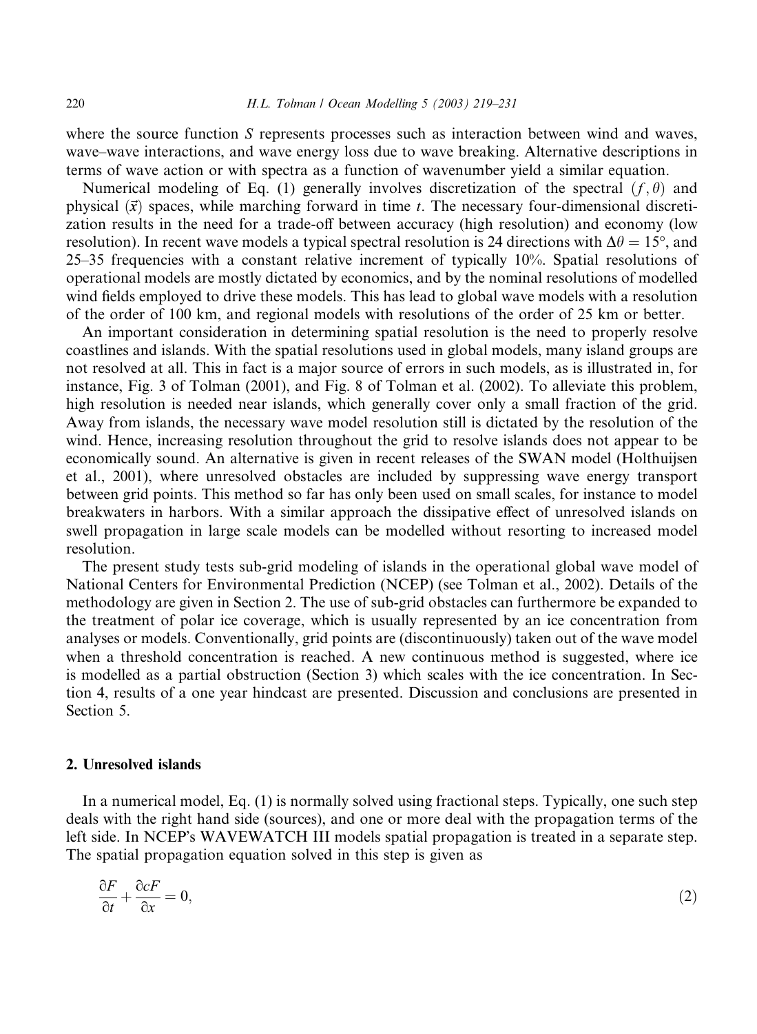where the source function $S$ represents processes such as interaction between wind and waves, wave–wave interactions, and wave energy loss due to wave breaking. Alternative descriptions in terms of wave action or with spectra as a function of wavenumber yield a similar equation.

Numerical modeling of Eq. (1) generally involves discretization of the spectral $(f, \theta)$ and physical $(\vec{x})$ spaces, while marching forward in time $t$. The necessary four-dimensional discretization results in the need for a trade-off between accuracy (high resolution) and economy (low resolution). In recent wave models a typical spectral resolution is 24 directions with $\Delta\theta = 15°$, and 25–35 frequencies with a constant relative increment of typically 10%. Spatial resolutions of operational models are mostly dictated by economics, and by the nominal resolutions of modelled wind fields employed to drive these models. This has lead to global wave models with a resolution of the order of 100 km, and regional models with resolutions of the order of 25 km or better.

An important consideration in determining spatial resolution is the need to properly resolve coastlines and islands. With the spatial resolutions used in global models, many island groups are not resolved at all. This in fact is a major source of errors in such models, as is illustrated in, for instance, Fig. 3 of Tolman (2001), and Fig. 8 of Tolman et al. (2002). To alleviate this problem, high resolution is needed near islands, which generally cover only a small fraction of the grid. Away from islands, the necessary wave model resolution still is dictated by the resolution of the wind. Hence, increasing resolution throughout the grid to resolve islands does not appear to be economically sound. An alternative is given in recent releases of the SWAN model (Holthuijsen et al., 2001), where unresolved obstacles are included by suppressing wave energy transport between grid points. This method so far has only been used on small scales, for instance to model breakwaters in harbors. With a similar approach the dissipative effect of unresolved islands on swell propagation in large scale models can be modelled without resorting to increased model resolution.

The present study tests sub-grid modeling of islands in the operational global wave model of National Centers for Environmental Prediction (NCEP) (see Tolman et al., 2002). Details of the methodology are given in Section 2. The use of sub-grid obstacles can furthermore be expanded to the treatment of polar ice coverage, which is usually represented by an ice concentration from analyses or models. Conventionally, grid points are (discontinuously) taken out of the wave model when a threshold concentration is reached. A new continuous method is suggested, where ice is modelled as a partial obstruction (Section 3) which scales with the ice concentration. In Section 4, results of a one year hindcast are presented. Discussion and conclusions are presented in Section 5.

## 2. Unresolved islands

In a numerical model, Eq. (1) is normally solved using fractional steps. Typically, one such step deals with the right hand side (sources), and one or more deal with the propagation terms of the left side. In NCEP's WAVEWATCH III models spatial propagation is treated in a separate step. The spatial propagation equation solved in this step is given as

$$\frac{\partial F}{\partial t} + \frac{\partial cF}{\partial x} = 0, \tag{2}$$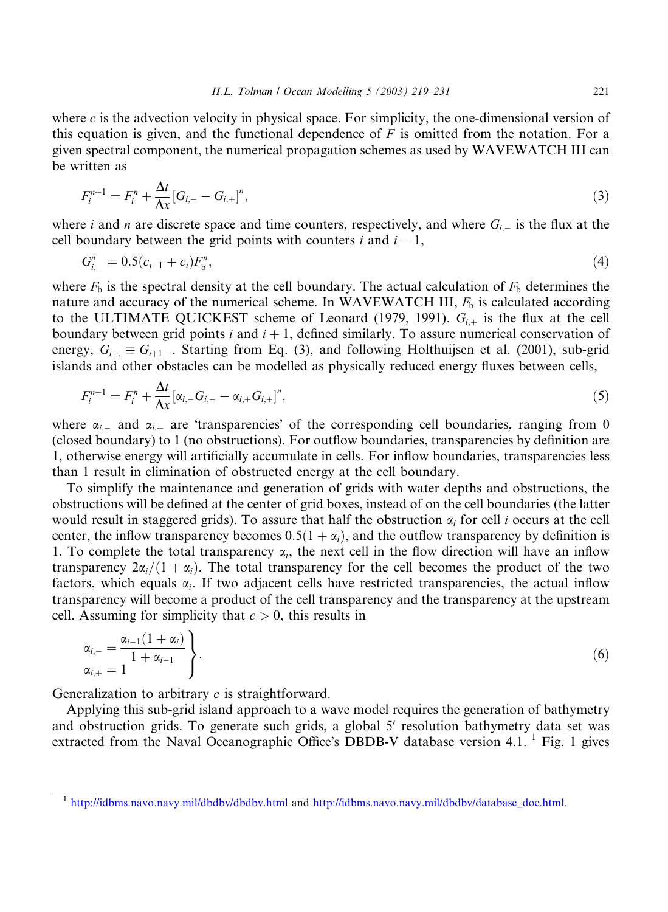where $c$ is the advection velocity in physical space. For simplicity, the one-dimensional version of this equation is given, and the functional dependence of $F$ is omitted from the notation. For a given spectral component, the numerical propagation schemes as used by WAVEWATCH III can be written as

$$F_i^{n+1} = F_i^n + \frac{\Delta t}{\Delta x}\left[G_{i,-} - G_{i,+}\right]^n, \tag{3}$$

where $i$ and $n$ are discrete space and time counters, respectively, and where $G_{i,-}$ is the flux at the cell boundary between the grid points with counters $i$ and $i-1$,

$$G_{i,-}^n = 0.5(c_{i-1} + c_i)F_\mathrm{b}^n, \tag{4}$$

where $F_\mathrm{b}$ is the spectral density at the cell boundary. The actual calculation of $F_\mathrm{b}$ determines the nature and accuracy of the numerical scheme. In WAVEWATCH III, $F_\mathrm{b}$ is calculated according to the ULTIMATE QUICKEST scheme of Leonard (1979, 1991). $G_{i,+}$ is the flux at the cell boundary between grid points $i$ and $i+1$, defined similarly. To assure numerical conservation of energy, $G_{i+,} \equiv G_{i+1,-}$. Starting from Eq. (3), and following Holthuijsen et al. (2001), sub-grid islands and other obstacles can be modelled as physically reduced energy fluxes between cells,

$$F_i^{n+1} = F_i^n + \frac{\Delta t}{\Delta x}\left[\alpha_{i,-}G_{i,-} - \alpha_{i,+}G_{i,+}\right]^n, \tag{5}$$

where $\alpha_{i,-}$ and $\alpha_{i,+}$ are 'transparencies' of the corresponding cell boundaries, ranging from 0 (closed boundary) to 1 (no obstructions). For outflow boundaries, transparencies by definition are 1, otherwise energy will artificially accumulate in cells. For inflow boundaries, transparencies less than 1 result in elimination of obstructed energy at the cell boundary.

To simplify the maintenance and generation of grids with water depths and obstructions, the obstructions will be defined at the center of grid boxes, instead of on the cell boundaries (the latter would result in staggered grids). To assure that half the obstruction $\alpha_i$ for cell $i$ occurs at the cell center, the inflow transparency becomes $0.5(1+\alpha_i)$, and the outflow transparency by definition is 1. To complete the total transparency $\alpha_i$, the next cell in the flow direction will have an inflow transparency $2\alpha_i/(1+\alpha_i)$. The total transparency for the cell becomes the product of the two factors, which equals $\alpha_i$. If two adjacent cells have restricted transparencies, the actual inflow transparency will become a product of the cell transparency and the transparency at the upstream cell. Assuming for simplicity that $c > 0$, this results in

$$\left.\begin{aligned} \alpha_{i,-} &= \frac{\alpha_{i-1}(1+\alpha_i)}{1+\alpha_{i-1}} \\ \alpha_{i,+} &= 1 \end{aligned}\right\}. \tag{6}$$

Generalization to arbitrary $c$ is straightforward.

Applying this sub-grid island approach to a wave model requires the generation of bathymetry and obstruction grids. To generate such grids, a global 5′ resolution bathymetry data set was extracted from the Naval Oceanographic Office's DBDB-V database version 4.1.[1] Fig. 1 gives

[1] http://idbms.navo.navy.mil/dbdbv/dbdbv.html and http://idbms.navo.navy.mil/dbdbv/database_doc.html.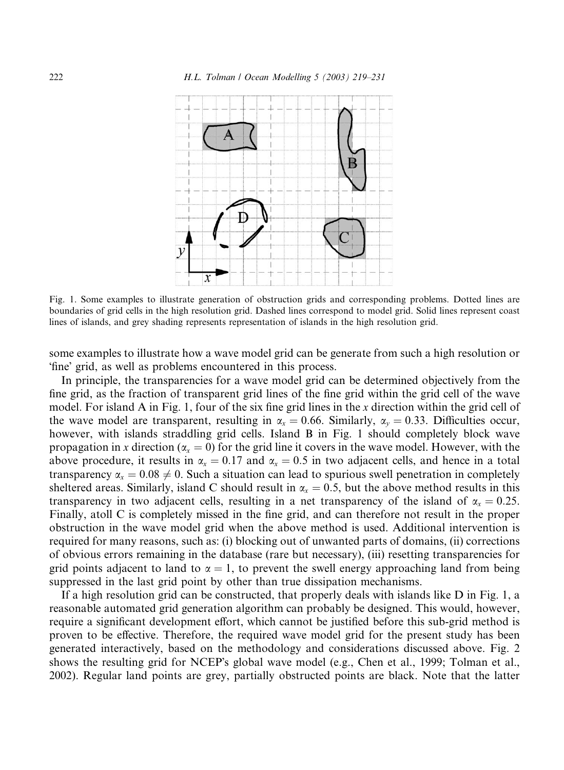A

B

D

C

$y$

$x$

Fig. 1. Some examples to illustrate generation of obstruction grids and corresponding problems. Dotted lines are boundaries of grid cells in the high resolution grid. Dashed lines correspond to model grid. Solid lines represent coast lines of islands, and grey shading represents representation of islands in the high resolution grid.

some examples to illustrate how a wave model grid can be generate from such a high resolution or 'fine' grid, as well as problems encountered in this process.

In principle, the transparencies for a wave model grid can be determined objectively from the fine grid, as the fraction of transparent grid lines of the fine grid within the grid cell of the wave model. For island A in Fig. 1, four of the six fine grid lines in the $x$ direction within the grid cell of the wave model are transparent, resulting in $\alpha_x = 0.66$. Similarly, $\alpha_y = 0.33$. Difficulties occur, however, with islands straddling grid cells. Island B in Fig. 1 should completely block wave propagation in $x$ direction ($\alpha_x = 0$) for the grid line it covers in the wave model. However, with the above procedure, it results in $\alpha_x = 0.17$ and $\alpha_x = 0.5$ in two adjacent cells, and hence in a total transparency $\alpha_x = 0.08 \neq 0$. Such a situation can lead to spurious swell penetration in completely sheltered areas. Similarly, island C should result in $\alpha_x = 0.5$, but the above method results in this transparency in two adjacent cells, resulting in a net transparency of the island of $\alpha_x = 0.25$. Finally, atoll C is completely missed in the fine grid, and can therefore not result in the proper obstruction in the wave model grid when the above method is used. Additional intervention is required for many reasons, such as: (i) blocking out of unwanted parts of domains, (ii) corrections of obvious errors remaining in the database (rare but necessary), (iii) resetting transparencies for grid points adjacent to land to $\alpha = 1$, to prevent the swell energy approaching land from being suppressed in the last grid point by other than true dissipation mechanisms.

If a high resolution grid can be constructed, that properly deals with islands like D in Fig. 1, a reasonable automated grid generation algorithm can probably be designed. This would, however, require a significant development effort, which cannot be justified before this sub-grid method is proven to be effective. Therefore, the required wave model grid for the present study has been generated interactively, based on the methodology and considerations discussed above. Fig. 2 shows the resulting grid for NCEP's global wave model (e.g., Chen et al., 1999; Tolman et al., 2002). Regular land points are grey, partially obstructed points are black. Note that the latter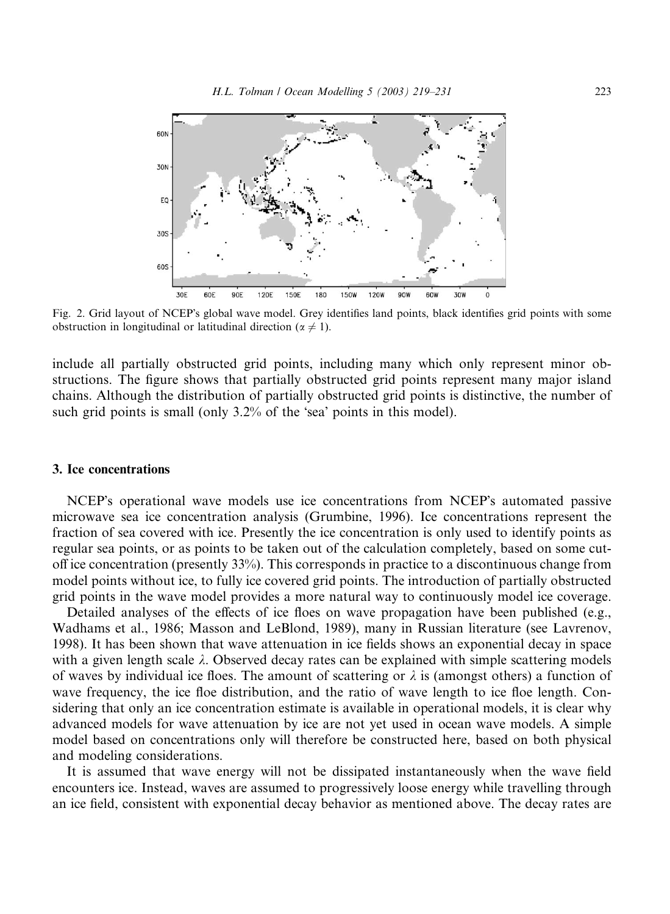60N

30N

EQ

30S

60S

30E 60E 90E 120E 150E 180 150W 120W 90W 60W 30W 0

Fig. 2. Grid layout of NCEP's global wave model. Grey identifies land points, black identifies grid points with some obstruction in longitudinal or latitudinal direction ($\alpha \neq 1$).

include all partially obstructed grid points, including many which only represent minor obstructions. The figure shows that partially obstructed grid points represent many major island chains. Although the distribution of partially obstructed grid points is distinctive, the number of such grid points is small (only 3.2% of the 'sea' points in this model).

## 3. Ice concentrations

NCEP's operational wave models use ice concentrations from NCEP's automated passive microwave sea ice concentration analysis (Grumbine, 1996). Ice concentrations represent the fraction of sea covered with ice. Presently the ice concentration is only used to identify points as regular sea points, or as points to be taken out of the calculation completely, based on some cut-off ice concentration (presently 33%). This corresponds in practice to a discontinuous change from model points without ice, to fully ice covered grid points. The introduction of partially obstructed grid points in the wave model provides a more natural way to continuously model ice coverage.

Detailed analyses of the effects of ice floes on wave propagation have been published (e.g., Wadhams et al., 1986; Masson and LeBlond, 1989), many in Russian literature (see Lavrenov, 1998). It has been shown that wave attenuation in ice fields shows an exponential decay in space with a given length scale $\lambda$. Observed decay rates can be explained with simple scattering models of waves by individual ice floes. The amount of scattering or $\lambda$ is (amongst others) a function of wave frequency, the ice floe distribution, and the ratio of wave length to ice floe length. Considering that only an ice concentration estimate is available in operational models, it is clear why advanced models for wave attenuation by ice are not yet used in ocean wave models. A simple model based on concentrations only will therefore be constructed here, based on both physical and modeling considerations.

It is assumed that wave energy will not be dissipated instantaneously when the wave field encounters ice. Instead, waves are assumed to progressively loose energy while travelling through an ice field, consistent with exponential decay behavior as mentioned above. The decay rates are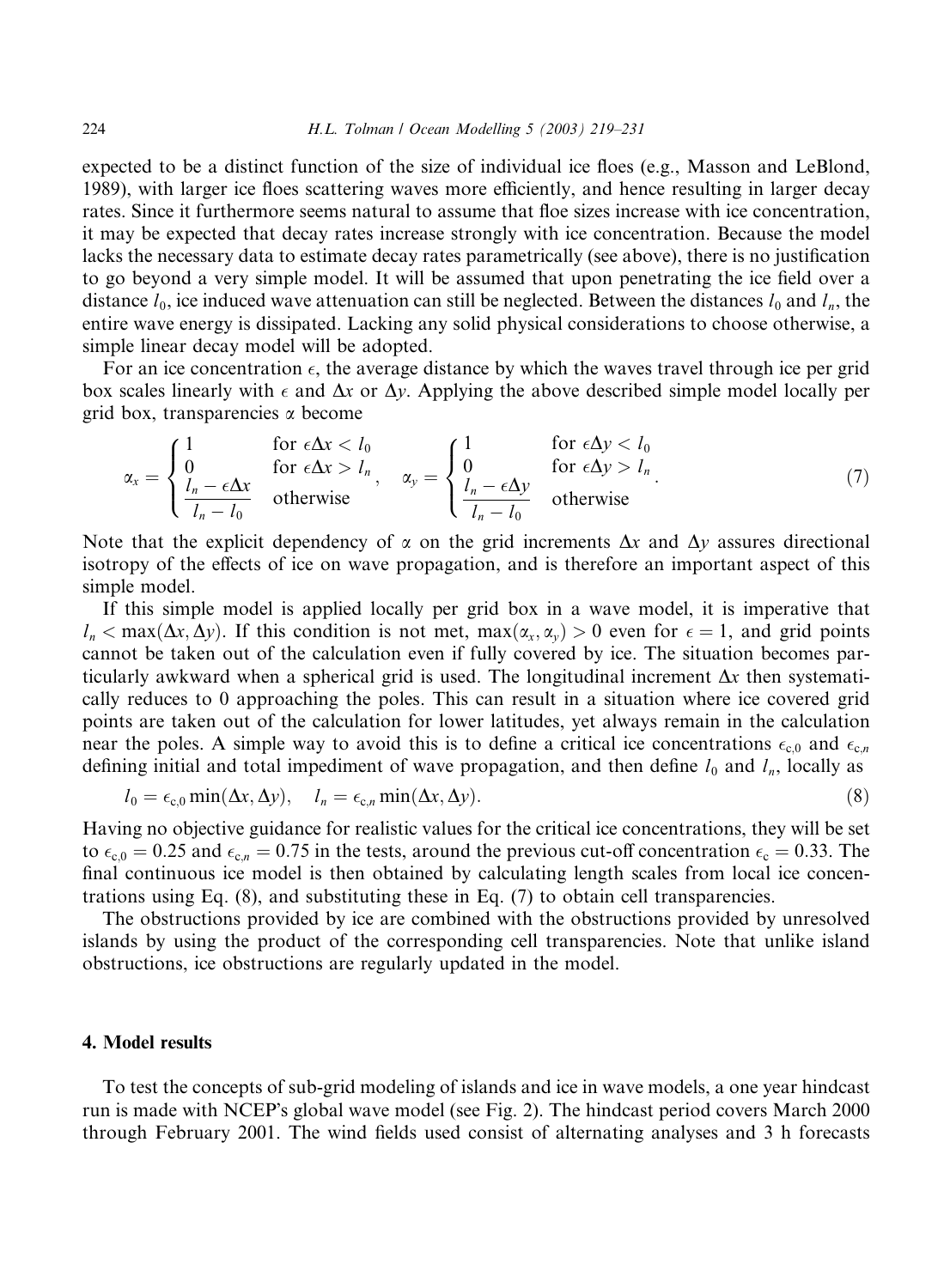expected to be a distinct function of the size of individual ice floes (e.g., Masson and LeBlond, 1989), with larger ice floes scattering waves more efficiently, and hence resulting in larger decay rates. Since it furthermore seems natural to assume that floe sizes increase with ice concentration, it may be expected that decay rates increase strongly with ice concentration. Because the model lacks the necessary data to estimate decay rates parametrically (see above), there is no justification to go beyond a very simple model. It will be assumed that upon penetrating the ice field over a distance $l_0$, ice induced wave attenuation can still be neglected. Between the distances $l_0$ and $l_n$, the entire wave energy is dissipated. Lacking any solid physical considerations to choose otherwise, a simple linear decay model will be adopted.

For an ice concentration $\epsilon$, the average distance by which the waves travel through ice per grid box scales linearly with $\epsilon$ and $\Delta x$ or $\Delta y$. Applying the above described simple model locally per grid box, transparencies $\alpha$ become

$$\alpha_x = \begin{cases} 1 & \text{for } \epsilon\Delta x < l_0 \\ 0 & \text{for } \epsilon\Delta x > l_n \\ \dfrac{l_n - \epsilon\Delta x}{l_n - l_0} & \text{otherwise} \end{cases}, \quad \alpha_y = \begin{cases} 1 & \text{for } \epsilon\Delta y < l_0 \\ 0 & \text{for } \epsilon\Delta y > l_n \\ \dfrac{l_n - \epsilon\Delta y}{l_n - l_0} & \text{otherwise} \end{cases}. \tag{7}$$

Note that the explicit dependency of $\alpha$ on the grid increments $\Delta x$ and $\Delta y$ assures directional isotropy of the effects of ice on wave propagation, and is therefore an important aspect of this simple model.

If this simple model is applied locally per grid box in a wave model, it is imperative that $l_n < \max(\Delta x, \Delta y)$. If this condition is not met, $\max(\alpha_x, \alpha_y) > 0$ even for $\epsilon = 1$, and grid points cannot be taken out of the calculation even if fully covered by ice. The situation becomes particularly awkward when a spherical grid is used. The longitudinal increment $\Delta x$ then systematically reduces to 0 approaching the poles. This can result in a situation where ice covered grid points are taken out of the calculation for lower latitudes, yet always remain in the calculation near the poles. A simple way to avoid this is to define a critical ice concentrations $\epsilon_{c,0}$ and $\epsilon_{c,n}$ defining initial and total impediment of wave propagation, and then define $l_0$ and $l_n$, locally as

$$l_0 = \epsilon_{c,0} \min(\Delta x, \Delta y), \quad l_n = \epsilon_{c,n} \min(\Delta x, \Delta y). \tag{8}$$

Having no objective guidance for realistic values for the critical ice concentrations, they will be set to $\epsilon_{c,0} = 0.25$ and $\epsilon_{c,n} = 0.75$ in the tests, around the previous cut-off concentration $\epsilon_c = 0.33$. The final continuous ice model is then obtained by calculating length scales from local ice concentrations using Eq. (8), and substituting these in Eq. (7) to obtain cell transparencies.

The obstructions provided by ice are combined with the obstructions provided by unresolved islands by using the product of the corresponding cell transparencies. Note that unlike island obstructions, ice obstructions are regularly updated in the model.

## 4. Model results

To test the concepts of sub-grid modeling of islands and ice in wave models, a one year hindcast run is made with NCEP's global wave model (see Fig. 2). The hindcast period covers March 2000 through February 2001. The wind fields used consist of alternating analyses and 3 h forecasts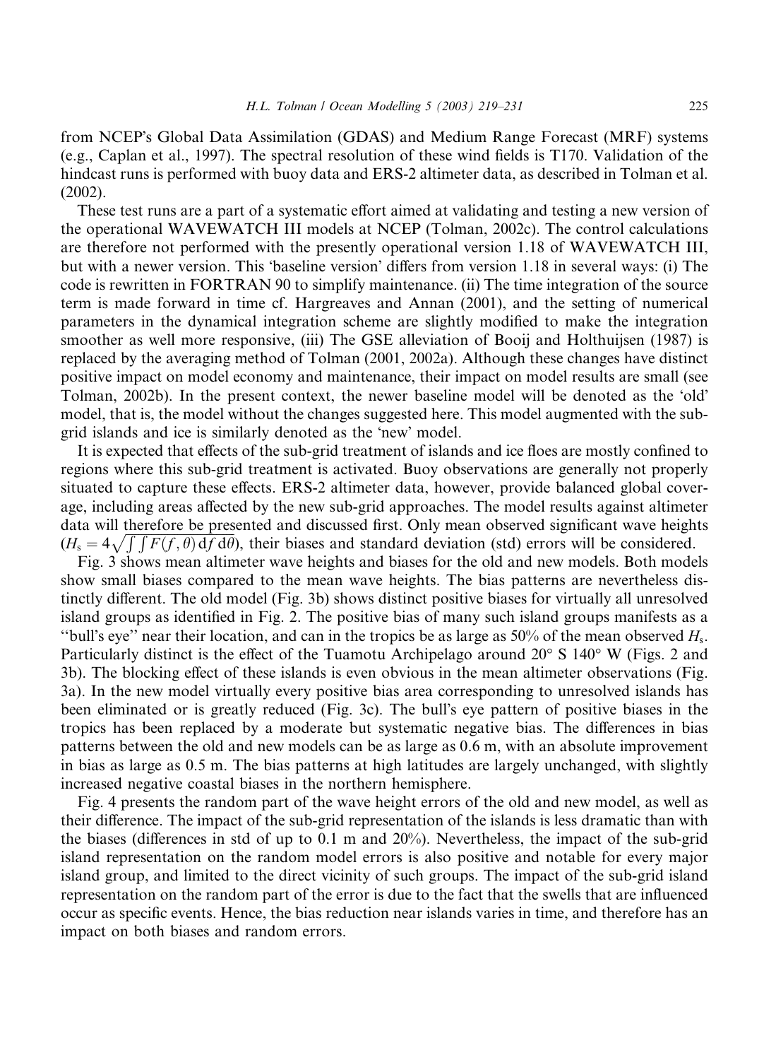from NCEP's Global Data Assimilation (GDAS) and Medium Range Forecast (MRF) systems (e.g., Caplan et al., 1997). The spectral resolution of these wind fields is T170. Validation of the hindcast runs is performed with buoy data and ERS-2 altimeter data, as described in Tolman et al. (2002).

These test runs are a part of a systematic effort aimed at validating and testing a new version of the operational WAVEWATCH III models at NCEP (Tolman, 2002c). The control calculations are therefore not performed with the presently operational version 1.18 of WAVEWATCH III, but with a newer version. This 'baseline version' differs from version 1.18 in several ways: (i) The code is rewritten in FORTRAN 90 to simplify maintenance. (ii) The time integration of the source term is made forward in time cf. Hargreaves and Annan (2001), and the setting of numerical parameters in the dynamical integration scheme are slightly modified to make the integration smoother as well more responsive, (iii) The GSE alleviation of Booij and Holthuijsen (1987) is replaced by the averaging method of Tolman (2001, 2002a). Although these changes have distinct positive impact on model economy and maintenance, their impact on model results are small (see Tolman, 2002b). In the present context, the newer baseline model will be denoted as the 'old' model, that is, the model without the changes suggested here. This model augmented with the sub-grid islands and ice is similarly denoted as the 'new' model.

It is expected that effects of the sub-grid treatment of islands and ice floes are mostly confined to regions where this sub-grid treatment is activated. Buoy observations are generally not properly situated to capture these effects. ERS-2 altimeter data, however, provide balanced global coverage, including areas affected by the new sub-grid approaches. The model results against altimeter data will therefore be presented and discussed first. Only mean observed significant wave heights ($H_s = 4\sqrt{\int\int F(f,\theta)\,df\,d\theta}$), their biases and standard deviation (std) errors will be considered.

Fig. 3 shows mean altimeter wave heights and biases for the old and new models. Both models show small biases compared to the mean wave heights. The bias patterns are nevertheless distinctly different. The old model (Fig. 3b) shows distinct positive biases for virtually all unresolved island groups as identified in Fig. 2. The positive bias of many such island groups manifests as a "bull's eye" near their location, and can in the tropics be as large as 50% of the mean observed $H_s$. Particularly distinct is the effect of the Tuamotu Archipelago around 20° S 140° W (Figs. 2 and 3b). The blocking effect of these islands is even obvious in the mean altimeter observations (Fig. 3a). In the new model virtually every positive bias area corresponding to unresolved islands has been eliminated or is greatly reduced (Fig. 3c). The bull's eye pattern of positive biases in the tropics has been replaced by a moderate but systematic negative bias. The differences in bias patterns between the old and new models can be as large as 0.6 m, with an absolute improvement in bias as large as 0.5 m. The bias patterns at high latitudes are largely unchanged, with slightly increased negative coastal biases in the northern hemisphere.

Fig. 4 presents the random part of the wave height errors of the old and new model, as well as their difference. The impact of the sub-grid representation of the islands is less dramatic than with the biases (differences in std of up to 0.1 m and 20%). Nevertheless, the impact of the sub-grid island representation on the random model errors is also positive and notable for every major island group, and limited to the direct vicinity of such groups. The impact of the sub-grid island representation on the random part of the error is due to the fact that the swells that are influenced occur as specific events. Hence, the bias reduction near islands varies in time, and therefore has an impact on both biases and random errors.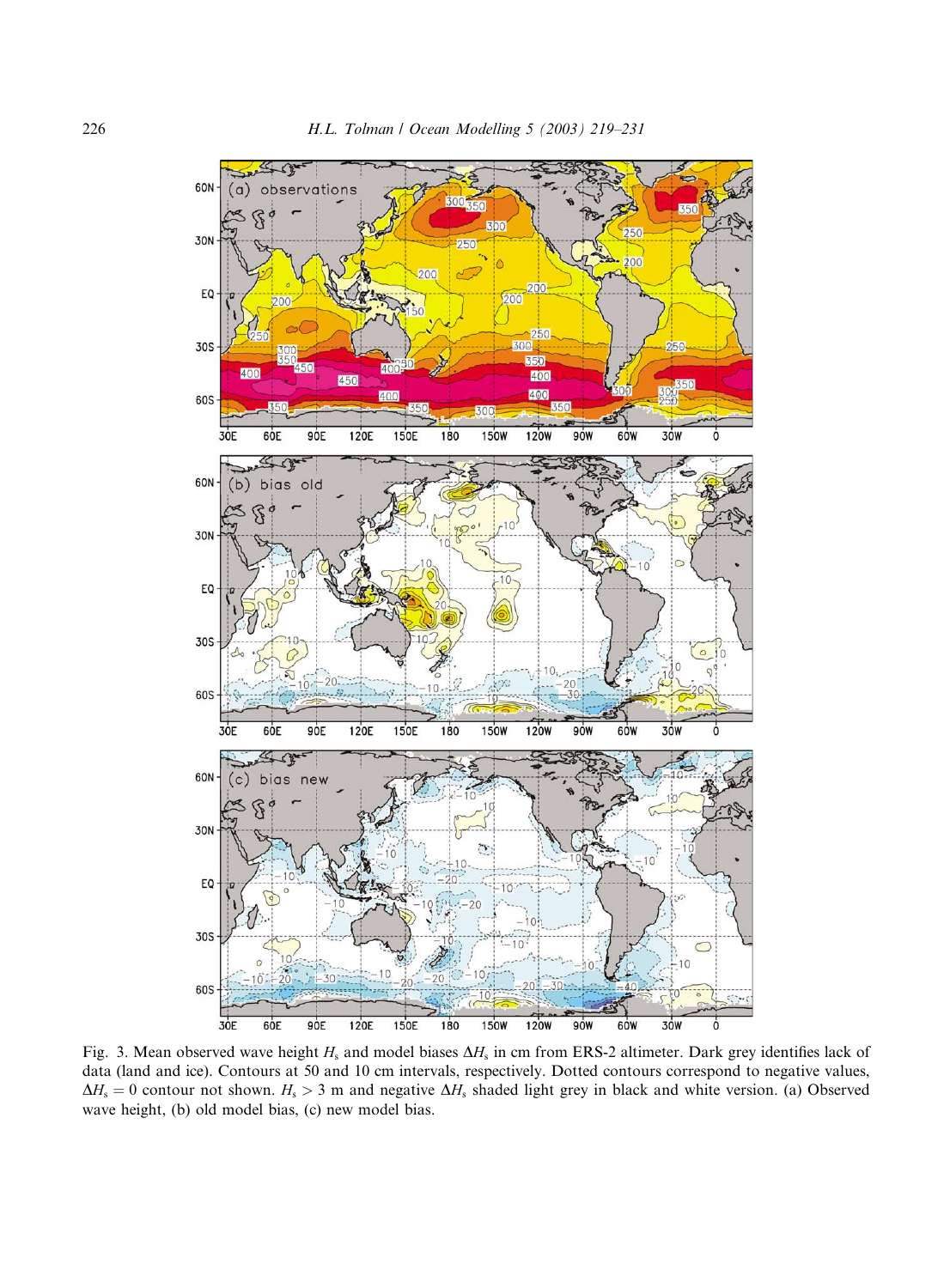Fig. 3. Mean observed wave height $H_s$ and model biases $\Delta H_s$ in cm from ERS-2 altimeter. Dark grey identifies lack of data (land and ice). Contours at 50 and 10 cm intervals, respectively. Dotted contours correspond to negative values, $\Delta H_s = 0$ contour not shown. $H_s > 3$ m and negative $\Delta H_s$ shaded light grey in black and white version. (a) Observed wave height, (b) old model bias, (c) new model bias.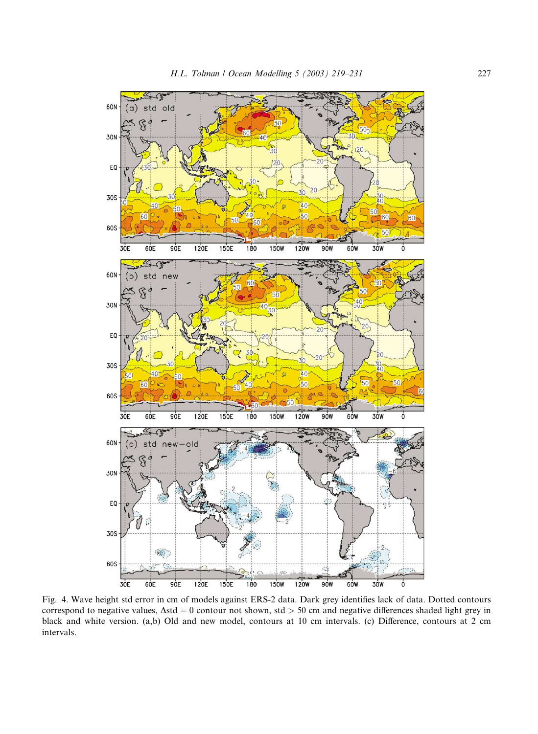Fig. 4. Wave height std error in cm of models against ERS-2 data. Dark grey identifies lack of data. Dotted contours correspond to negative values, $\Delta$std $= 0$ contour not shown, std $> 50$ cm and negative differences shaded light grey in black and white version. (a,b) Old and new model, contours at 10 cm intervals. (c) Difference, contours at 2 cm intervals.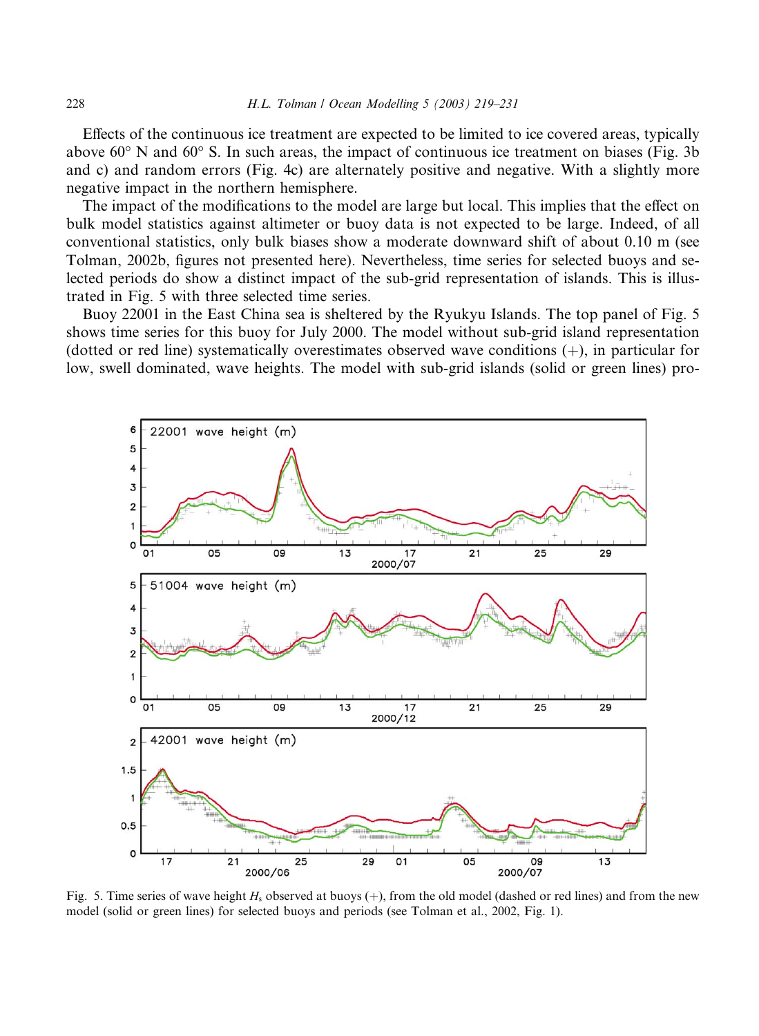Effects of the continuous ice treatment are expected to be limited to ice covered areas, typically above 60° N and 60° S. In such areas, the impact of continuous ice treatment on biases (Fig. 3b and c) and random errors (Fig. 4c) are alternately positive and negative. With a slightly more negative impact in the northern hemisphere.

The impact of the modifications to the model are large but local. This implies that the effect on bulk model statistics against altimeter or buoy data is not expected to be large. Indeed, of all conventional statistics, only bulk biases show a moderate downward shift of about 0.10 m (see Tolman, 2002b, figures not presented here). Nevertheless, time series for selected buoys and selected periods do show a distinct impact of the sub-grid representation of islands. This is illustrated in Fig. 5 with three selected time series.

Buoy 22001 in the East China sea is sheltered by the Ryukyu Islands. The top panel of Fig. 5 shows time series for this buoy for July 2000. The model without sub-grid island representation (dotted or red line) systematically overestimates observed wave conditions (+), in particular for low, swell dominated, wave heights. The model with sub-grid islands (solid or green lines) pro-

22001 wave height (m)
6
5
4
3
2
1
0
01 05 09 13 17 21 25 29
2000/07

51004 wave height (m)
5
4
3
2
1
0
01 05 09 13 17 21 25 29
2000/12

42001 wave height (m)
2
1.5
1
0.5
0
17 21 25 29 01 05 09 13
2000/06 2000/07

Fig. 5. Time series of wave height $H_s$ observed at buoys (+), from the old model (dashed or red lines) and from the new model (solid or green lines) for selected buoys and periods (see Tolman et al., 2002, Fig. 1).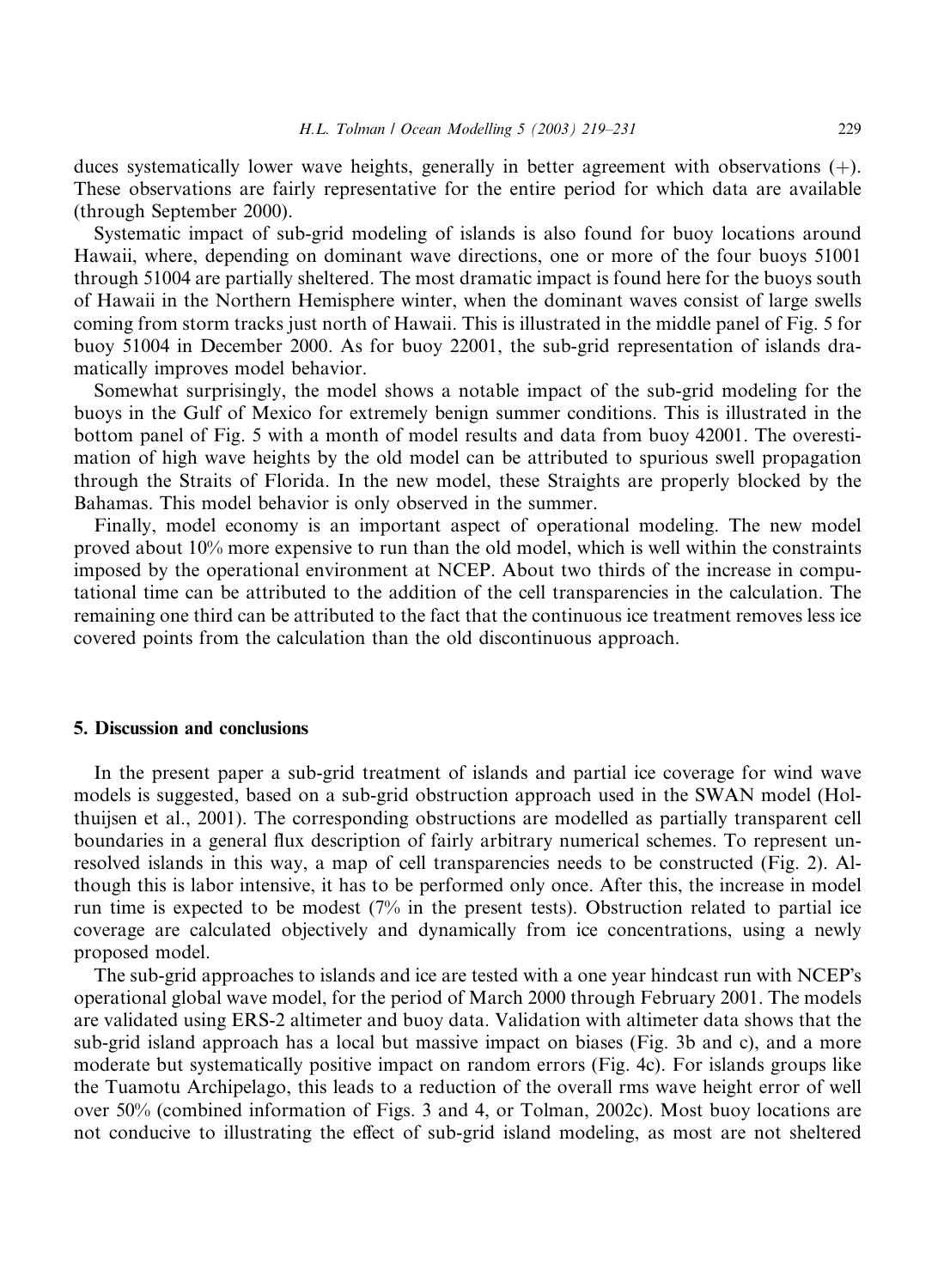duces systematically lower wave heights, generally in better agreement with observations (+). These observations are fairly representative for the entire period for which data are available (through September 2000).

Systematic impact of sub-grid modeling of islands is also found for buoy locations around Hawaii, where, depending on dominant wave directions, one or more of the four buoys 51001 through 51004 are partially sheltered. The most dramatic impact is found here for the buoys south of Hawaii in the Northern Hemisphere winter, when the dominant waves consist of large swells coming from storm tracks just north of Hawaii. This is illustrated in the middle panel of Fig. 5 for buoy 51004 in December 2000. As for buoy 22001, the sub-grid representation of islands dramatically improves model behavior.

Somewhat surprisingly, the model shows a notable impact of the sub-grid modeling for the buoys in the Gulf of Mexico for extremely benign summer conditions. This is illustrated in the bottom panel of Fig. 5 with a month of model results and data from buoy 42001. The overestimation of high wave heights by the old model can be attributed to spurious swell propagation through the Straits of Florida. In the new model, these Straights are properly blocked by the Bahamas. This model behavior is only observed in the summer.

Finally, model economy is an important aspect of operational modeling. The new model proved about 10% more expensive to run than the old model, which is well within the constraints imposed by the operational environment at NCEP. About two thirds of the increase in computational time can be attributed to the addition of the cell transparencies in the calculation. The remaining one third can be attributed to the fact that the continuous ice treatment removes less ice covered points from the calculation than the old discontinuous approach.

## 5. Discussion and conclusions

In the present paper a sub-grid treatment of islands and partial ice coverage for wind wave models is suggested, based on a sub-grid obstruction approach used in the SWAN model (Holthuijsen et al., 2001). The corresponding obstructions are modelled as partially transparent cell boundaries in a general flux description of fairly arbitrary numerical schemes. To represent unresolved islands in this way, a map of cell transparencies needs to be constructed (Fig. 2). Although this is labor intensive, it has to be performed only once. After this, the increase in model run time is expected to be modest (7% in the present tests). Obstruction related to partial ice coverage are calculated objectively and dynamically from ice concentrations, using a newly proposed model.

The sub-grid approaches to islands and ice are tested with a one year hindcast run with NCEP's operational global wave model, for the period of March 2000 through February 2001. The models are validated using ERS-2 altimeter and buoy data. Validation with altimeter data shows that the sub-grid island approach has a local but massive impact on biases (Fig. 3b and c), and a more moderate but systematically positive impact on random errors (Fig. 4c). For islands groups like the Tuamotu Archipelago, this leads to a reduction of the overall rms wave height error of well over 50% (combined information of Figs. 3 and 4, or Tolman, 2002c). Most buoy locations are not conducive to illustrating the effect of sub-grid island modeling, as most are not sheltered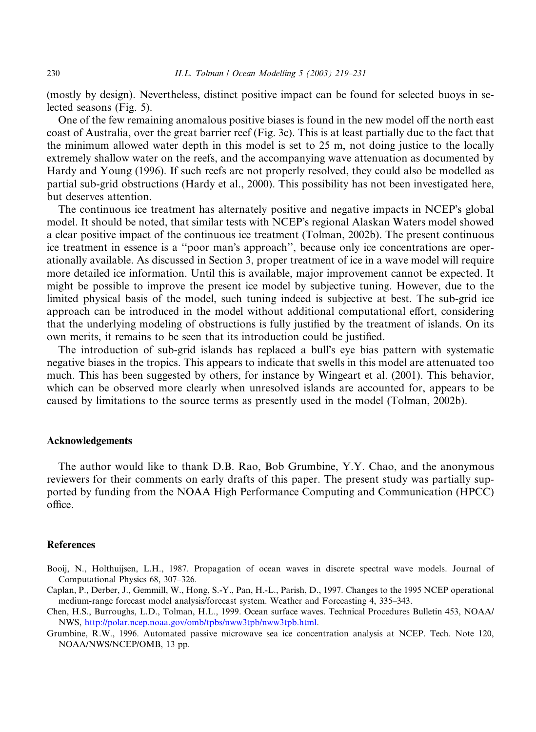(mostly by design). Nevertheless, distinct positive impact can be found for selected buoys in selected seasons (Fig. 5).

One of the few remaining anomalous positive biases is found in the new model off the north east coast of Australia, over the great barrier reef (Fig. 3c). This is at least partially due to the fact that the minimum allowed water depth in this model is set to 25 m, not doing justice to the locally extremely shallow water on the reefs, and the accompanying wave attenuation as documented by Hardy and Young (1996). If such reefs are not properly resolved, they could also be modelled as partial sub-grid obstructions (Hardy et al., 2000). This possibility has not been investigated here, but deserves attention.

The continuous ice treatment has alternately positive and negative impacts in NCEP's global model. It should be noted, that similar tests with NCEP's regional Alaskan Waters model showed a clear positive impact of the continuous ice treatment (Tolman, 2002b). The present continuous ice treatment in essence is a ''poor man's approach'', because only ice concentrations are operationally available. As discussed in Section 3, proper treatment of ice in a wave model will require more detailed ice information. Until this is available, major improvement cannot be expected. It might be possible to improve the present ice model by subjective tuning. However, due to the limited physical basis of the model, such tuning indeed is subjective at best. The sub-grid ice approach can be introduced in the model without additional computational effort, considering that the underlying modeling of obstructions is fully justified by the treatment of islands. On its own merits, it remains to be seen that its introduction could be justified.

The introduction of sub-grid islands has replaced a bull's eye bias pattern with systematic negative biases in the tropics. This appears to indicate that swells in this model are attenuated too much. This has been suggested by others, for instance by Wingeart et al. (2001). This behavior, which can be observed more clearly when unresolved islands are accounted for, appears to be caused by limitations to the source terms as presently used in the model (Tolman, 2002b).

## Acknowledgements

The author would like to thank D.B. Rao, Bob Grumbine, Y.Y. Chao, and the anonymous reviewers for their comments on early drafts of this paper. The present study was partially supported by funding from the NOAA High Performance Computing and Communication (HPCC) office.

## References

Booij, N., Holthuijsen, L.H., 1987. Propagation of ocean waves in discrete spectral wave models. Journal of Computational Physics 68, 307–326.

Caplan, P., Derber, J., Gemmill, W., Hong, S.-Y., Pan, H.-L., Parish, D., 1997. Changes to the 1995 NCEP operational medium-range forecast model analysis/forecast system. Weather and Forecasting 4, 335–343.

Chen, H.S., Burroughs, L.D., Tolman, H.L., 1999. Ocean surface waves. Technical Procedures Bulletin 453, NOAA/NWS, http://polar.ncep.noaa.gov/omb/tpbs/nww3tpb/nww3tpb.html.

Grumbine, R.W., 1996. Automated passive microwave sea ice concentration analysis at NCEP. Tech. Note 120, NOAA/NWS/NCEP/OMB, 13 pp.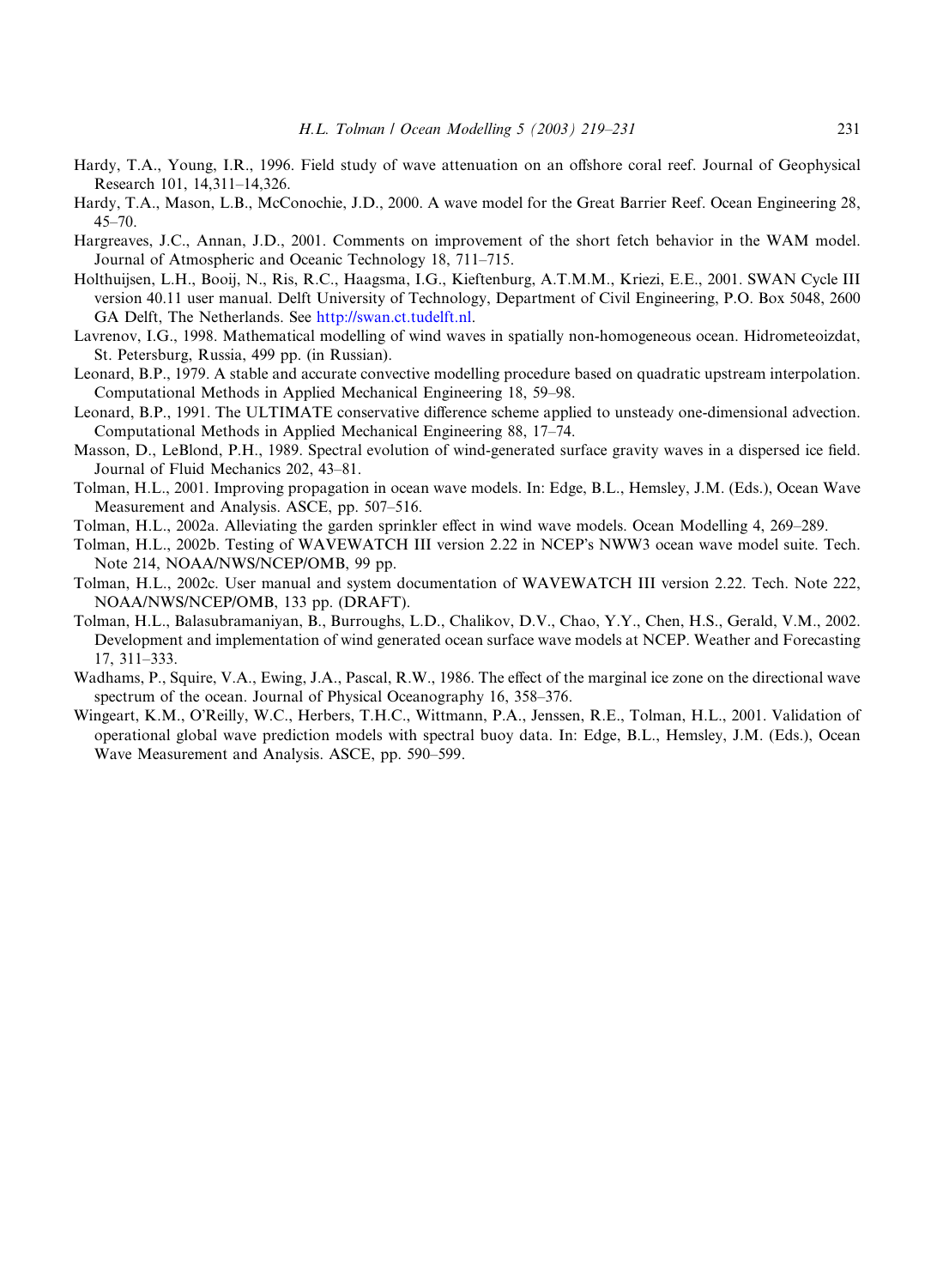Hardy, T.A., Young, I.R., 1996. Field study of wave attenuation on an offshore coral reef. Journal of Geophysical Research 101, 14,311–14,326.

Hardy, T.A., Mason, L.B., McConochie, J.D., 2000. A wave model for the Great Barrier Reef. Ocean Engineering 28, 45–70.

Hargreaves, J.C., Annan, J.D., 2001. Comments on improvement of the short fetch behavior in the WAM model. Journal of Atmospheric and Oceanic Technology 18, 711–715.

Holthuijsen, L.H., Booij, N., Ris, R.C., Haagsma, I.G., Kieftenburg, A.T.M.M., Kriezi, E.E., 2001. SWAN Cycle III version 40.11 user manual. Delft University of Technology, Department of Civil Engineering, P.O. Box 5048, 2600 GA Delft, The Netherlands. See http://swan.ct.tudelft.nl.

Lavrenov, I.G., 1998. Mathematical modelling of wind waves in spatially non-homogeneous ocean. Hidrometeoizdat, St. Petersburg, Russia, 499 pp. (in Russian).

Leonard, B.P., 1979. A stable and accurate convective modelling procedure based on quadratic upstream interpolation. Computational Methods in Applied Mechanical Engineering 18, 59–98.

Leonard, B.P., 1991. The ULTIMATE conservative difference scheme applied to unsteady one-dimensional advection. Computational Methods in Applied Mechanical Engineering 88, 17–74.

Masson, D., LeBlond, P.H., 1989. Spectral evolution of wind-generated surface gravity waves in a dispersed ice field. Journal of Fluid Mechanics 202, 43–81.

Tolman, H.L., 2001. Improving propagation in ocean wave models. In: Edge, B.L., Hemsley, J.M. (Eds.), Ocean Wave Measurement and Analysis. ASCE, pp. 507–516.

Tolman, H.L., 2002a. Alleviating the garden sprinkler effect in wind wave models. Ocean Modelling 4, 269–289.

Tolman, H.L., 2002b. Testing of WAVEWATCH III version 2.22 in NCEP's NWW3 ocean wave model suite. Tech. Note 214, NOAA/NWS/NCEP/OMB, 99 pp.

Tolman, H.L., 2002c. User manual and system documentation of WAVEWATCH III version 2.22. Tech. Note 222, NOAA/NWS/NCEP/OMB, 133 pp. (DRAFT).

Tolman, H.L., Balasubramaniyan, B., Burroughs, L.D., Chalikov, D.V., Chao, Y.Y., Chen, H.S., Gerald, V.M., 2002. Development and implementation of wind generated ocean surface wave models at NCEP. Weather and Forecasting 17, 311–333.

Wadhams, P., Squire, V.A., Ewing, J.A., Pascal, R.W., 1986. The effect of the marginal ice zone on the directional wave spectrum of the ocean. Journal of Physical Oceanography 16, 358–376.

Wingeart, K.M., O'Reilly, W.C., Herbers, T.H.C., Wittmann, P.A., Jenssen, R.E., Tolman, H.L., 2001. Validation of operational global wave prediction models with spectral buoy data. In: Edge, B.L., Hemsley, J.M. (Eds.), Ocean Wave Measurement and Analysis. ASCE, pp. 590–599.